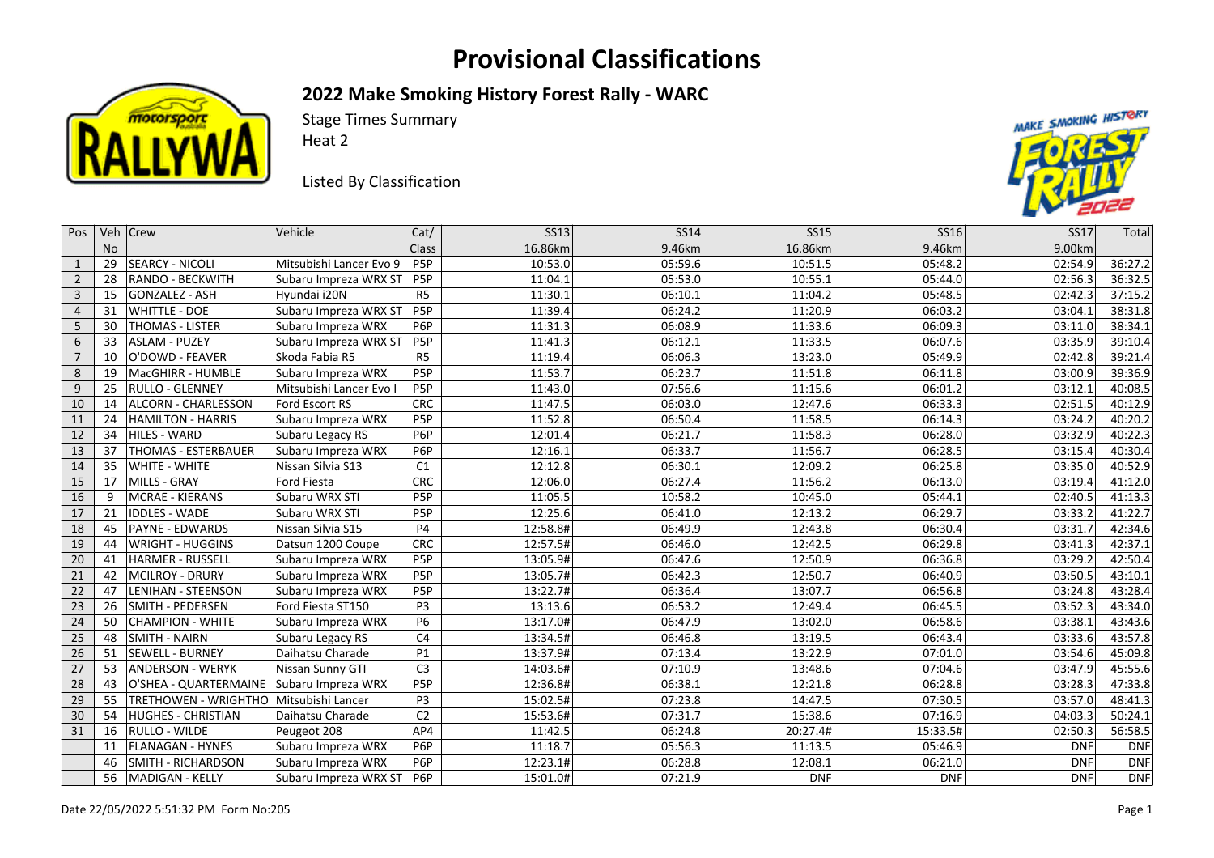# Provisional Classifications

## 2022 Make Smoking History Forest Rally - WARC

Stage Times Summary
Heat 2

Listed By Classification

| Pos | Veh No | Crew | Vehicle | Cat/ Class | SS13 16.86km | SS14 9.46km | SS15 16.86km | SS16 9.46km | SS17 9.00km | Total |
|---|---|---|---|---|---|---|---|---|---|---|
| 1 | 29 | SEARCY - NICOLI | Mitsubishi Lancer Evo 9 | P5P | 10:53.0 | 05:59.6 | 10:51.5 | 05:48.2 | 02:54.9 | 36:27.2 |
| 2 | 28 | RANDO - BECKWITH | Subaru Impreza WRX ST | P5P | 11:04.1 | 05:53.0 | 10:55.1 | 05:44.0 | 02:56.3 | 36:32.5 |
| 3 | 15 | GONZALEZ - ASH | Hyundai i20N | R5 | 11:30.1 | 06:10.1 | 11:04.2 | 05:48.5 | 02:42.3 | 37:15.2 |
| 4 | 31 | WHITTLE - DOE | Subaru Impreza WRX ST | P5P | 11:39.4 | 06:24.2 | 11:20.9 | 06:03.2 | 03:04.1 | 38:31.8 |
| 5 | 30 | THOMAS - LISTER | Subaru Impreza WRX | P6P | 11:31.3 | 06:08.9 | 11:33.6 | 06:09.3 | 03:11.0 | 38:34.1 |
| 6 | 33 | ASLAM - PUZEY | Subaru Impreza WRX ST | P5P | 11:41.3 | 06:12.1 | 11:33.5 | 06:07.6 | 03:35.9 | 39:10.4 |
| 7 | 10 | O'DOWD - FEAVER | Skoda Fabia R5 | R5 | 11:19.4 | 06:06.3 | 13:23.0 | 05:49.9 | 02:42.8 | 39:21.4 |
| 8 | 19 | MacGHIRR - HUMBLE | Subaru Impreza WRX | P5P | 11:53.7 | 06:23.7 | 11:51.8 | 06:11.8 | 03:00.9 | 39:36.9 |
| 9 | 25 | RULLO - GLENNEY | Mitsubishi Lancer Evo I | P5P | 11:43.0 | 07:56.6 | 11:15.6 | 06:01.2 | 03:12.1 | 40:08.5 |
| 10 | 14 | ALCORN - CHARLESSON | Ford Escort RS | CRC | 11:47.5 | 06:03.0 | 12:47.6 | 06:33.3 | 02:51.5 | 40:12.9 |
| 11 | 24 | HAMILTON - HARRIS | Subaru Impreza WRX | P5P | 11:52.8 | 06:50.4 | 11:58.5 | 06:14.3 | 03:24.2 | 40:20.2 |
| 12 | 34 | HILES - WARD | Subaru Legacy RS | P6P | 12:01.4 | 06:21.7 | 11:58.3 | 06:28.0 | 03:32.9 | 40:22.3 |
| 13 | 37 | THOMAS - ESTERBAUER | Subaru Impreza WRX | P6P | 12:16.1 | 06:33.7 | 11:56.7 | 06:28.5 | 03:15.4 | 40:30.4 |
| 14 | 35 | WHITE - WHITE | Nissan Silvia S13 | C1 | 12:12.8 | 06:30.1 | 12:09.2 | 06:25.8 | 03:35.0 | 40:52.9 |
| 15 | 17 | MILLS - GRAY | Ford Fiesta | CRC | 12:06.0 | 06:27.4 | 11:56.2 | 06:13.0 | 03:19.4 | 41:12.0 |
| 16 | 9 | MCRAE - KIERANS | Subaru WRX STI | P5P | 11:05.5 | 10:58.2 | 10:45.0 | 05:44.1 | 02:40.5 | 41:13.3 |
| 17 | 21 | IDDLES - WADE | Subaru WRX STI | P5P | 12:25.6 | 06:41.0 | 12:13.2 | 06:29.7 | 03:33.2 | 41:22.7 |
| 18 | 45 | PAYNE - EDWARDS | Nissan Silvia S15 | P4 | 12:58.8# | 06:49.9 | 12:43.8 | 06:30.4 | 03:31.7 | 42:34.6 |
| 19 | 44 | WRIGHT - HUGGINS | Datsun 1200 Coupe | CRC | 12:57.5# | 06:46.0 | 12:42.5 | 06:29.8 | 03:41.3 | 42:37.1 |
| 20 | 41 | HARMER - RUSSELL | Subaru Impreza WRX | P5P | 13:05.9# | 06:47.6 | 12:50.9 | 06:36.8 | 03:29.2 | 42:50.4 |
| 21 | 42 | MCILROY - DRURY | Subaru Impreza WRX | P5P | 13:05.7# | 06:42.3 | 12:50.7 | 06:40.9 | 03:50.5 | 43:10.1 |
| 22 | 47 | LENIHAN - STEENSON | Subaru Impreza WRX | P5P | 13:22.7# | 06:36.4 | 13:07.7 | 06:56.8 | 03:24.8 | 43:28.4 |
| 23 | 26 | SMITH - PEDERSEN | Ford Fiesta ST150 | P3 | 13:13.6 | 06:53.2 | 12:49.4 | 06:45.5 | 03:52.3 | 43:34.0 |
| 24 | 50 | CHAMPION - WHITE | Subaru Impreza WRX | P6 | 13:17.0# | 06:47.9 | 13:02.0 | 06:58.6 | 03:38.1 | 43:43.6 |
| 25 | 48 | SMITH - NAIRN | Subaru Legacy RS | C4 | 13:34.5# | 06:46.8 | 13:19.5 | 06:43.4 | 03:33.6 | 43:57.8 |
| 26 | 51 | SEWELL - BURNEY | Daihatsu Charade | P1 | 13:37.9# | 07:13.4 | 13:22.9 | 07:01.0 | 03:54.6 | 45:09.8 |
| 27 | 53 | ANDERSON - WERYK | Nissan Sunny GTI | C3 | 14:03.6# | 07:10.9 | 13:48.6 | 07:04.6 | 03:47.9 | 45:55.6 |
| 28 | 43 | O'SHEA - QUARTERMAINE | Subaru Impreza WRX | P5P | 12:36.8# | 06:38.1 | 12:21.8 | 06:28.8 | 03:28.3 | 47:33.8 |
| 29 | 55 | TRETHOWEN - WRIGHTHO | Mitsubishi Lancer | P3 | 15:02.5# | 07:23.8 | 14:47.5 | 07:30.5 | 03:57.0 | 48:41.3 |
| 30 | 54 | HUGHES - CHRISTIAN | Daihatsu Charade | C2 | 15:53.6# | 07:31.7 | 15:38.6 | 07:16.9 | 04:03.3 | 50:24.1 |
| 31 | 16 | RULLO - WILDE | Peugeot 208 | AP4 | 11:42.5 | 06:24.8 | 20:27.4# | 15:33.5# | 02:50.3 | 56:58.5 |
| | 11 | FLANAGAN - HYNES | Subaru Impreza WRX | P6P | 11:18.7 | 05:56.3 | 11:13.5 | 05:46.9 | DNF | DNF |
| | 46 | SMITH - RICHARDSON | Subaru Impreza WRX | P6P | 12:23.1# | 06:28.8 | 12:08.1 | 06:21.0 | DNF | DNF |
| | 56 | MADIGAN - KELLY | Subaru Impreza WRX ST | P6P | 15:01.0# | 07:21.9 | DNF | DNF | DNF | DNF |

Date 22/05/2022 5:51:32 PM Form No:205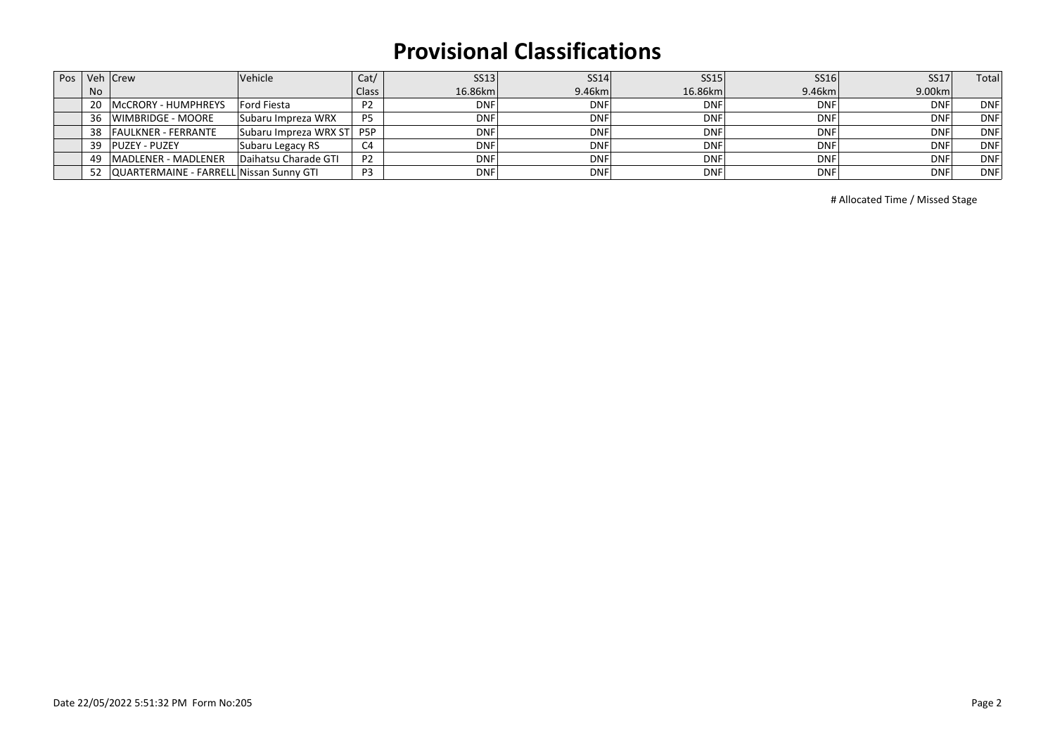# Provisional Classifications

| Pos | Veh No | Crew | Vehicle | Cat/ Class | SS13 16.86km | SS14 9.46km | SS15 16.86km | SS16 9.46km | SS17 9.00km | Total |
|---|---|---|---|---|---|---|---|---|---|---|
| | 20 | McCRORY - HUMPHREYS | Ford Fiesta | P2 | DNF | DNF | DNF | DNF | DNF | DNF |
| | 36 | WIMBRIDGE - MOORE | Subaru Impreza WRX | P5 | DNF | DNF | DNF | DNF | DNF | DNF |
| | 38 | FAULKNER - FERRANTE | Subaru Impreza WRX ST | P5P | DNF | DNF | DNF | DNF | DNF | DNF |
| | 39 | PUZEY - PUZEY | Subaru Legacy RS | C4 | DNF | DNF | DNF | DNF | DNF | DNF |
| | 49 | MADLENER - MADLENER | Daihatsu Charade GTI | P2 | DNF | DNF | DNF | DNF | DNF | DNF |
| | 52 | QUARTERMAINE - FARRELL | Nissan Sunny GTI | P3 | DNF | DNF | DNF | DNF | DNF | DNF |

# Allocated Time / Missed Stage

Date 22/05/2022 5:51:32 PM Form No:205